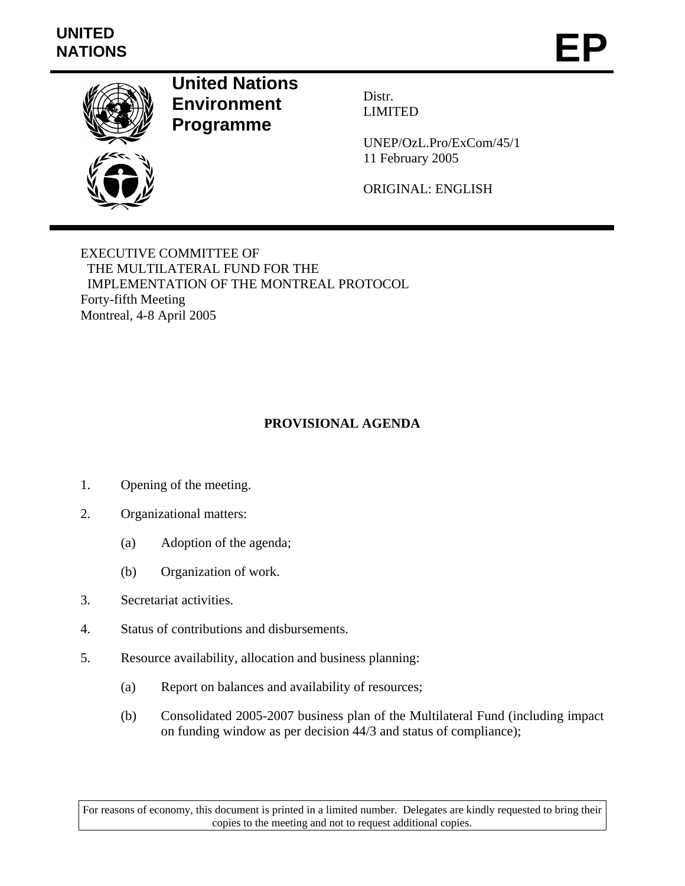UNITED NATIONS

# EP

**United Nations Environment Programme**

Distr.
LIMITED

UNEP/OzL.Pro/ExCom/45/1
11 February 2005

ORIGINAL: ENGLISH

EXECUTIVE COMMITTEE OF
THE MULTILATERAL FUND FOR THE
IMPLEMENTATION OF THE MONTREAL PROTOCOL
Forty-fifth Meeting
Montreal, 4-8 April 2005

## PROVISIONAL AGENDA

1. Opening of the meeting.

2. Organizational matters:

    (a) Adoption of the agenda;

    (b) Organization of work.

3. Secretariat activities.

4. Status of contributions and disbursements.

5. Resource availability, allocation and business planning:

    (a) Report on balances and availability of resources;

    (b) Consolidated 2005-2007 business plan of the Multilateral Fund (including impact on funding window as per decision 44/3 and status of compliance);

For reasons of economy, this document is printed in a limited number. Delegates are kindly requested to bring their copies to the meeting and not to request additional copies.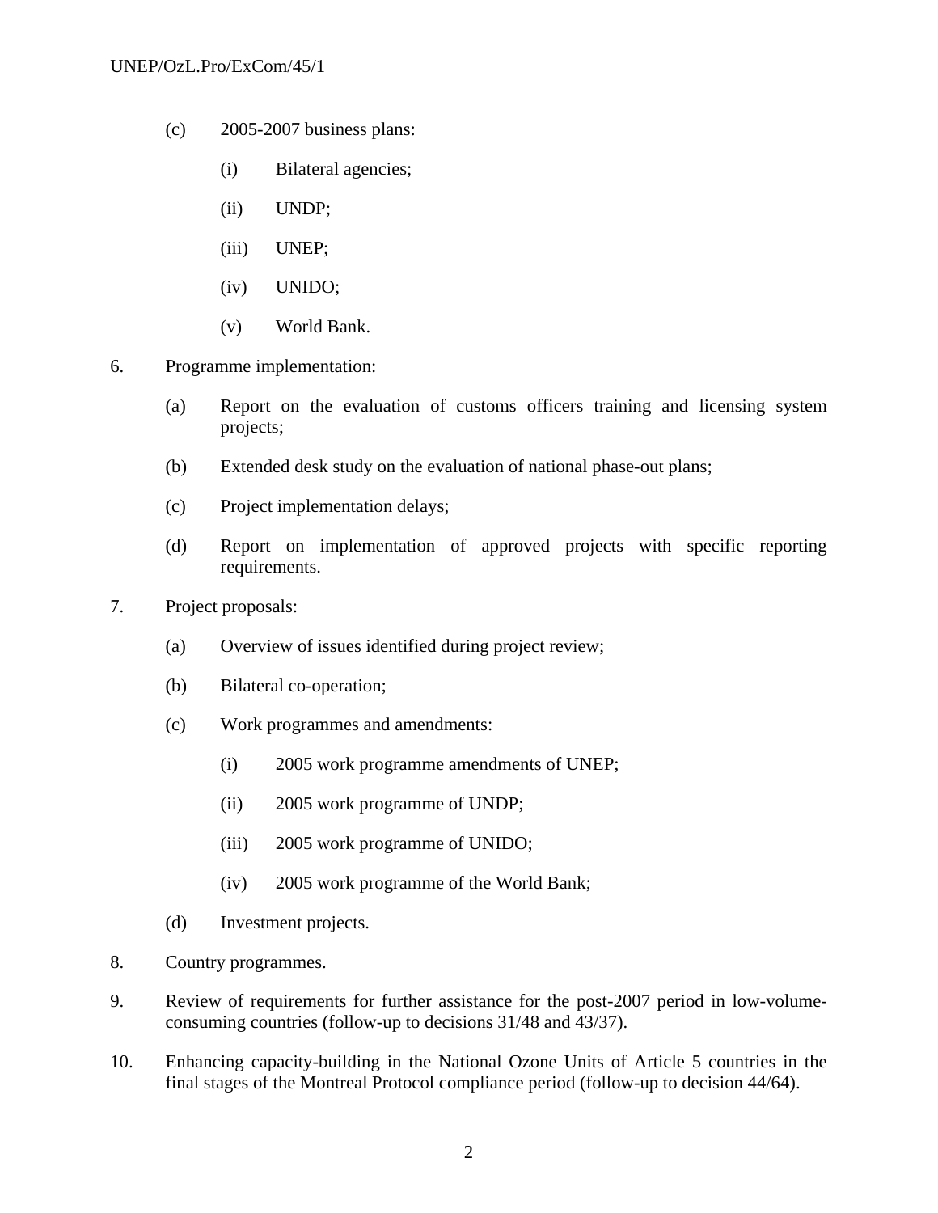(c) 2005-2007 business plans:

  (i) Bilateral agencies;

  (ii) UNDP;

  (iii) UNEP;

  (iv) UNIDO;

  (v) World Bank.

6. Programme implementation:

  (a) Report on the evaluation of customs officers training and licensing system projects;

  (b) Extended desk study on the evaluation of national phase-out plans;

  (c) Project implementation delays;

  (d) Report on implementation of approved projects with specific reporting requirements.

7. Project proposals:

  (a) Overview of issues identified during project review;

  (b) Bilateral co-operation;

  (c) Work programmes and amendments:

    (i) 2005 work programme amendments of UNEP;

    (ii) 2005 work programme of UNDP;

    (iii) 2005 work programme of UNIDO;

    (iv) 2005 work programme of the World Bank;

  (d) Investment projects.

8. Country programmes.

9. Review of requirements for further assistance for the post-2007 period in low-volume-consuming countries (follow-up to decisions 31/48 and 43/37).

10. Enhancing capacity-building in the National Ozone Units of Article 5 countries in the final stages of the Montreal Protocol compliance period (follow-up to decision 44/64).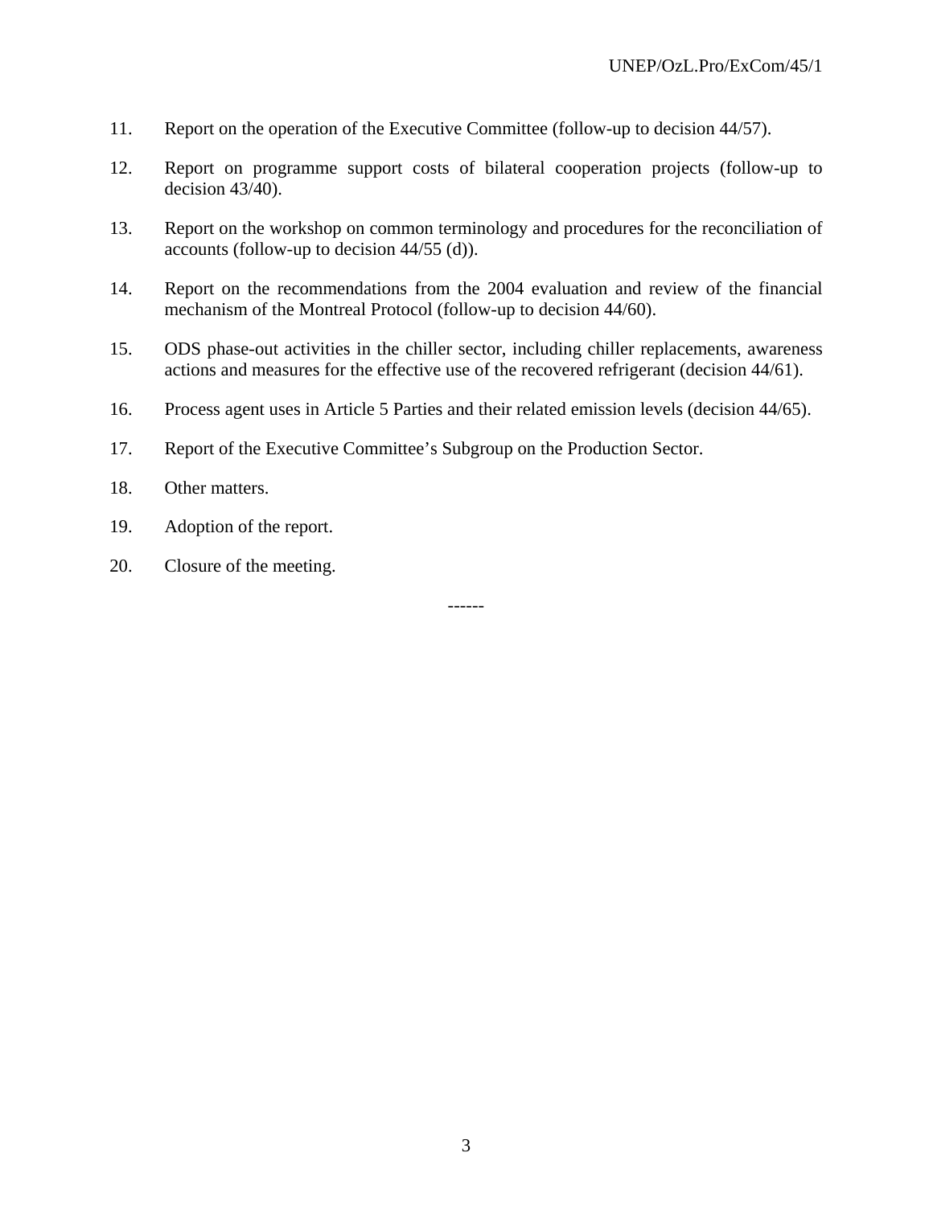11. Report on the operation of the Executive Committee (follow-up to decision 44/57).

12. Report on programme support costs of bilateral cooperation projects (follow-up to decision 43/40).

13. Report on the workshop on common terminology and procedures for the reconciliation of accounts (follow-up to decision 44/55 (d)).

14. Report on the recommendations from the 2004 evaluation and review of the financial mechanism of the Montreal Protocol (follow-up to decision 44/60).

15. ODS phase-out activities in the chiller sector, including chiller replacements, awareness actions and measures for the effective use of the recovered refrigerant (decision 44/61).

16. Process agent uses in Article 5 Parties and their related emission levels (decision 44/65).

17. Report of the Executive Committee's Subgroup on the Production Sector.

18. Other matters.

19. Adoption of the report.

20. Closure of the meeting.

------